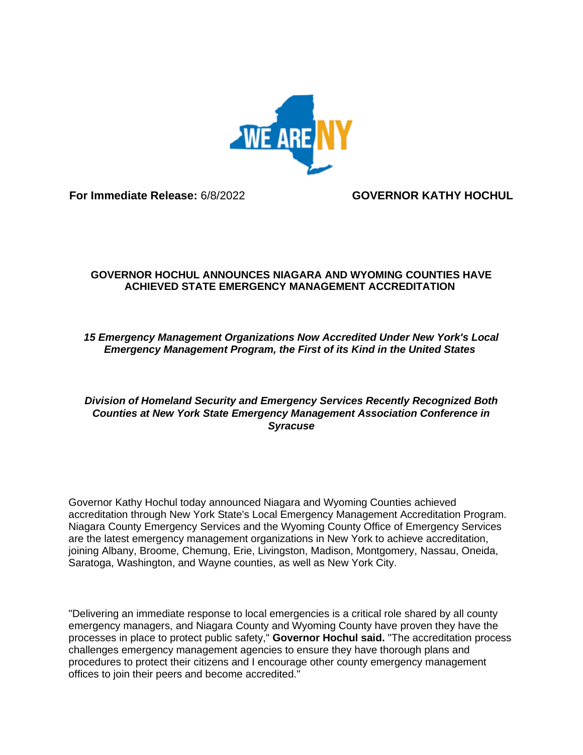**For Immediate Release:** 6/8/2022 **GOVERNOR KATHY HOCHUL**

# GOVERNOR HOCHUL ANNOUNCES NIAGARA AND WYOMING COUNTIES HAVE ACHIEVED STATE EMERGENCY MANAGEMENT ACCREDITATION

***15 Emergency Management Organizations Now Accredited Under New York's Local Emergency Management Program, the First of its Kind in the United States***

***Division of Homeland Security and Emergency Services Recently Recognized Both Counties at New York State Emergency Management Association Conference in Syracuse***

Governor Kathy Hochul today announced Niagara and Wyoming Counties achieved accreditation through New York State's Local Emergency Management Accreditation Program. Niagara County Emergency Services and the Wyoming County Office of Emergency Services are the latest emergency management organizations in New York to achieve accreditation, joining Albany, Broome, Chemung, Erie, Livingston, Madison, Montgomery, Nassau, Oneida, Saratoga, Washington, and Wayne counties, as well as New York City.

"Delivering an immediate response to local emergencies is a critical role shared by all county emergency managers, and Niagara County and Wyoming County have proven they have the processes in place to protect public safety," **Governor Hochul said.** "The accreditation process challenges emergency management agencies to ensure they have thorough plans and procedures to protect their citizens and I encourage other county emergency management offices to join their peers and become accredited."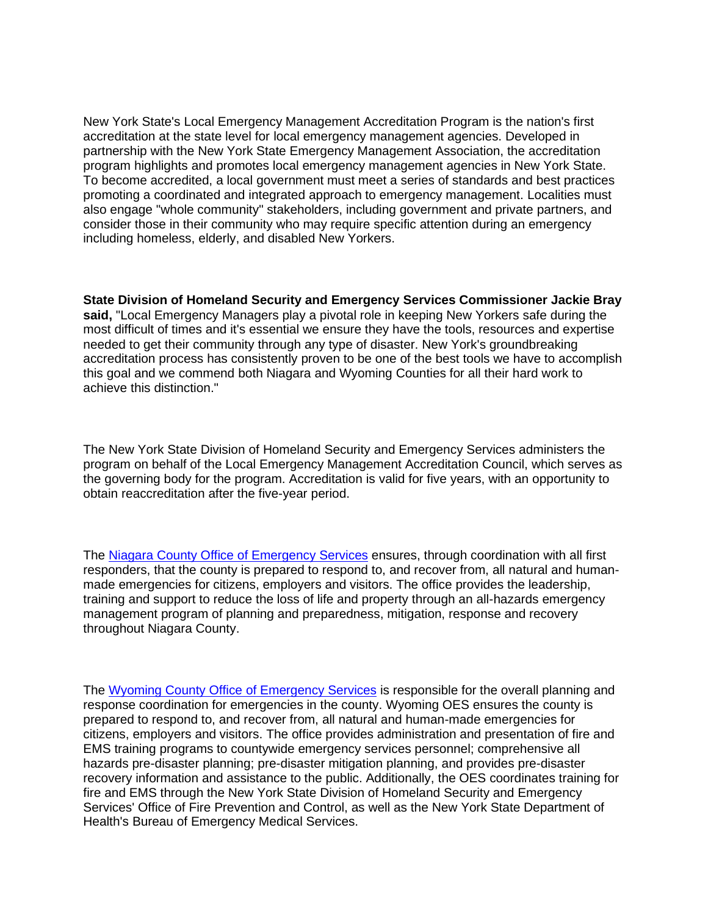New York State's Local Emergency Management Accreditation Program is the nation's first accreditation at the state level for local emergency management agencies. Developed in partnership with the New York State Emergency Management Association, the accreditation program highlights and promotes local emergency management agencies in New York State. To become accredited, a local government must meet a series of standards and best practices promoting a coordinated and integrated approach to emergency management. Localities must also engage "whole community" stakeholders, including government and private partners, and consider those in their community who may require specific attention during an emergency including homeless, elderly, and disabled New Yorkers.

**State Division of Homeland Security and Emergency Services Commissioner Jackie Bray said,** "Local Emergency Managers play a pivotal role in keeping New Yorkers safe during the most difficult of times and it's essential we ensure they have the tools, resources and expertise needed to get their community through any type of disaster. New York's groundbreaking accreditation process has consistently proven to be one of the best tools we have to accomplish this goal and we commend both Niagara and Wyoming Counties for all their hard work to achieve this distinction."

The New York State Division of Homeland Security and Emergency Services administers the program on behalf of the Local Emergency Management Accreditation Council, which serves as the governing body for the program. Accreditation is valid for five years, with an opportunity to obtain reaccreditation after the five-year period.

The Niagara County Office of Emergency Services ensures, through coordination with all first responders, that the county is prepared to respond to, and recover from, all natural and human-made emergencies for citizens, employers and visitors. The office provides the leadership, training and support to reduce the loss of life and property through an all-hazards emergency management program of planning and preparedness, mitigation, response and recovery throughout Niagara County.

The Wyoming County Office of Emergency Services is responsible for the overall planning and response coordination for emergencies in the county. Wyoming OES ensures the county is prepared to respond to, and recover from, all natural and human-made emergencies for citizens, employers and visitors. The office provides administration and presentation of fire and EMS training programs to countywide emergency services personnel; comprehensive all hazards pre-disaster planning; pre-disaster mitigation planning, and provides pre-disaster recovery information and assistance to the public. Additionally, the OES coordinates training for fire and EMS through the New York State Division of Homeland Security and Emergency Services' Office of Fire Prevention and Control, as well as the New York State Department of Health's Bureau of Emergency Medical Services.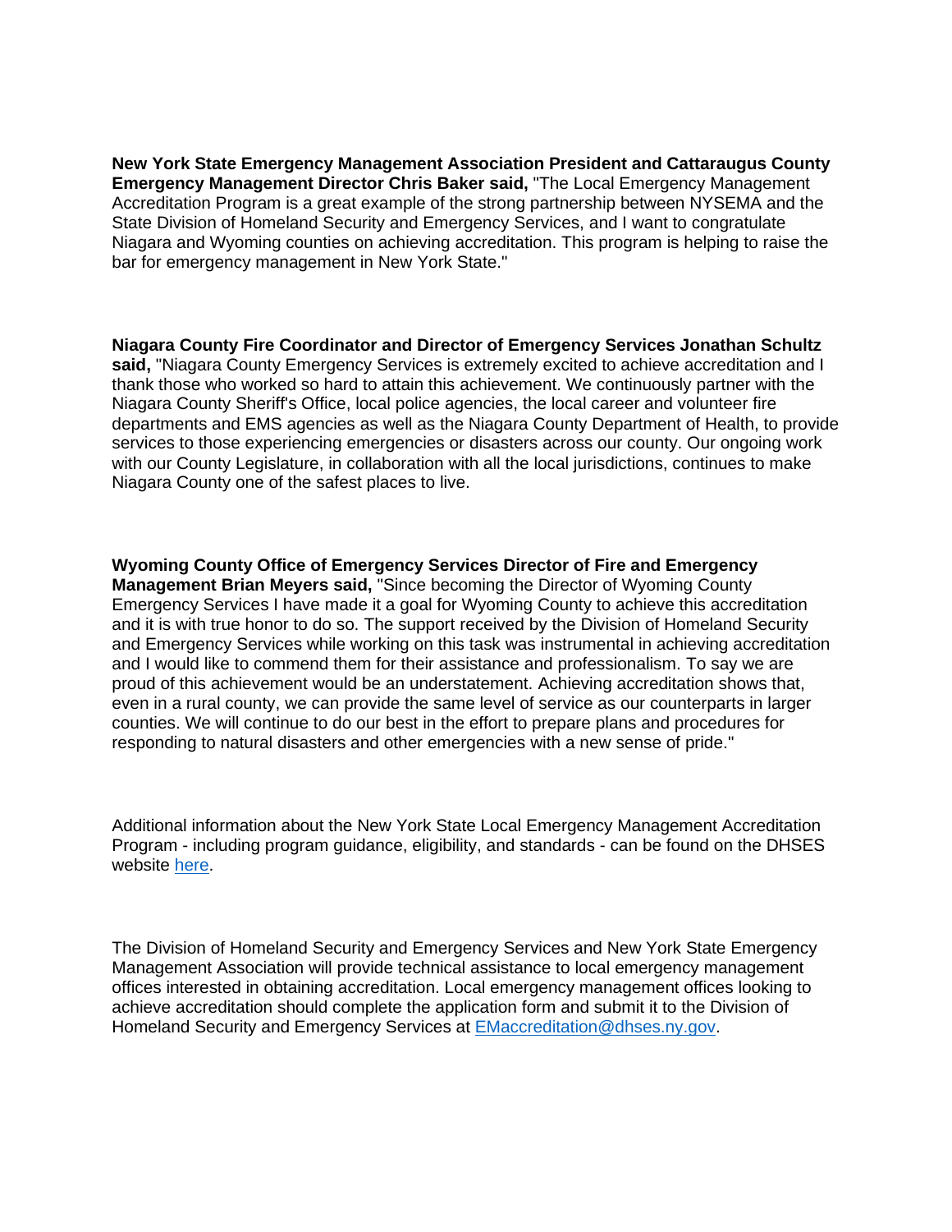**New York State Emergency Management Association President and Cattaraugus County Emergency Management Director Chris Baker said,** "The Local Emergency Management Accreditation Program is a great example of the strong partnership between NYSEMA and the State Division of Homeland Security and Emergency Services, and I want to congratulate Niagara and Wyoming counties on achieving accreditation. This program is helping to raise the bar for emergency management in New York State."

**Niagara County Fire Coordinator and Director of Emergency Services Jonathan Schultz said,** "Niagara County Emergency Services is extremely excited to achieve accreditation and I thank those who worked so hard to attain this achievement. We continuously partner with the Niagara County Sheriff's Office, local police agencies, the local career and volunteer fire departments and EMS agencies as well as the Niagara County Department of Health, to provide services to those experiencing emergencies or disasters across our county. Our ongoing work with our County Legislature, in collaboration with all the local jurisdictions, continues to make Niagara County one of the safest places to live.

**Wyoming County Office of Emergency Services Director of Fire and Emergency Management Brian Meyers said,** "Since becoming the Director of Wyoming County Emergency Services I have made it a goal for Wyoming County to achieve this accreditation and it is with true honor to do so. The support received by the Division of Homeland Security and Emergency Services while working on this task was instrumental in achieving accreditation and I would like to commend them for their assistance and professionalism. To say we are proud of this achievement would be an understatement. Achieving accreditation shows that, even in a rural county, we can provide the same level of service as our counterparts in larger counties. We will continue to do our best in the effort to prepare plans and procedures for responding to natural disasters and other emergencies with a new sense of pride."

Additional information about the New York State Local Emergency Management Accreditation Program - including program guidance, eligibility, and standards - can be found on the DHSES website here.

The Division of Homeland Security and Emergency Services and New York State Emergency Management Association will provide technical assistance to local emergency management offices interested in obtaining accreditation. Local emergency management offices looking to achieve accreditation should complete the application form and submit it to the Division of Homeland Security and Emergency Services at EMaccreditation@dhses.ny.gov.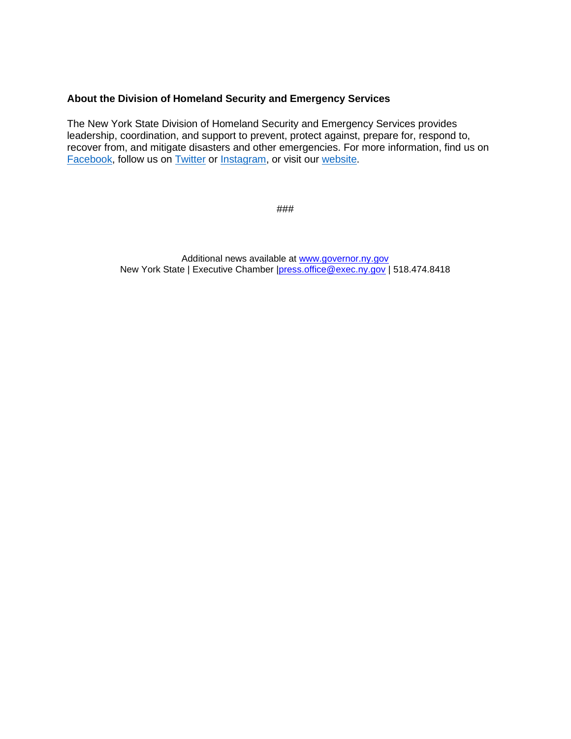**About the Division of Homeland Security and Emergency Services**

The New York State Division of Homeland Security and Emergency Services provides leadership, coordination, and support to prevent, protect against, prepare for, respond to, recover from, and mitigate disasters and other emergencies. For more information, find us on Facebook, follow us on Twitter or Instagram, or visit our website.

###

Additional news available at www.governor.ny.gov
New York State | Executive Chamber |press.office@exec.ny.gov | 518.474.8418